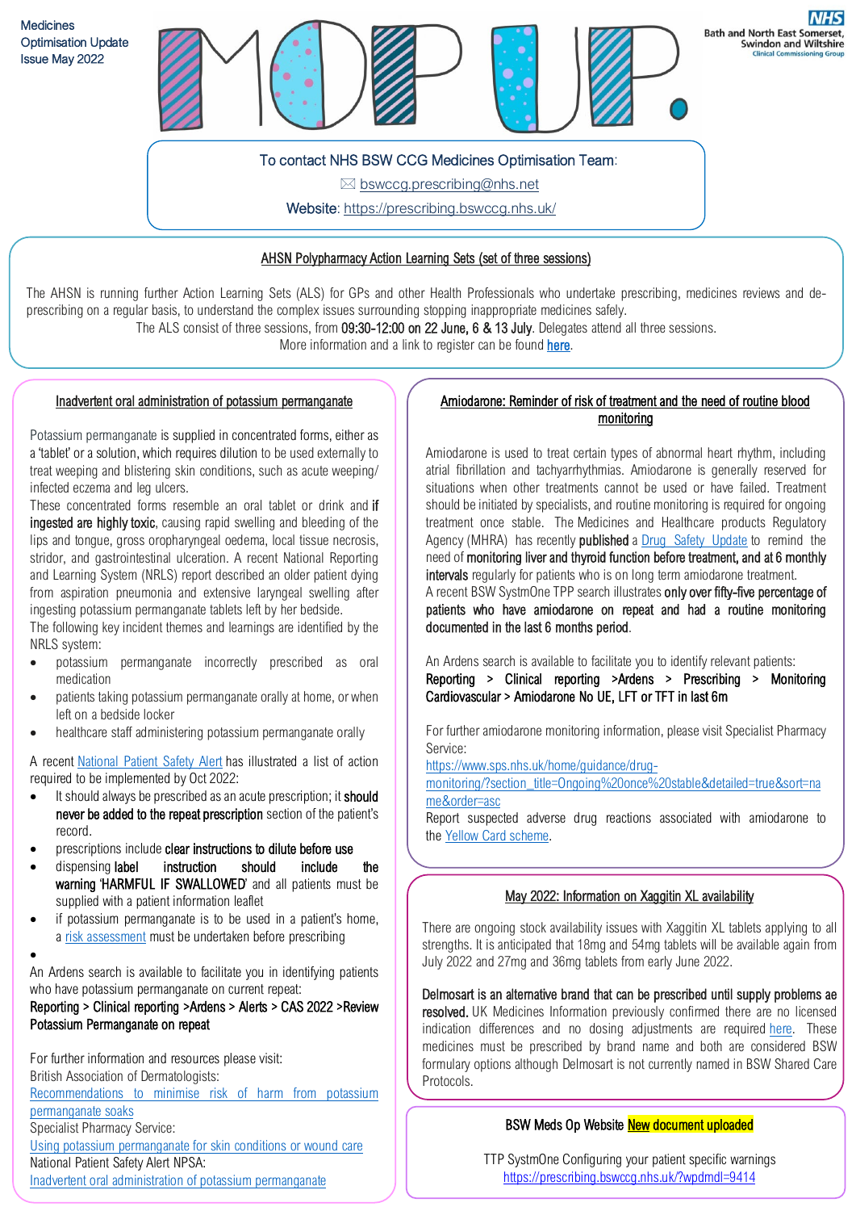Medicines Optimisation Update
Issue May 2022

# MOP UP.

Bath and North East Somerset, Swindon and Wiltshire Clinical Commissioning Group

To contact NHS BSW CCG Medicines Optimisation Team:

✉ bswccg.prescribing@nhs.net

Website: https://prescribing.bswccg.nhs.uk/

## AHSN Polypharmacy Action Learning Sets (set of three sessions)

The AHSN is running further Action Learning Sets (ALS) for GPs and other Health Professionals who undertake prescribing, medicines reviews and de-prescribing on a regular basis, to understand the complex issues surrounding stopping inappropriate medicines safely.

The ALS consist of three sessions, from **09:30-12:00 on 22 June, 6 & 13 July**. Delegates attend all three sessions.

More information and a link to register can be found here.

## Inadvertent oral administration of potassium permanganate

Potassium permanganate is supplied in concentrated forms, either as a 'tablet' or a solution, which requires dilution to be used externally to treat weeping and blistering skin conditions, such as acute weeping/ infected eczema and leg ulcers.

These concentrated forms resemble an oral tablet or drink and **if ingested are highly toxic**, causing rapid swelling and bleeding of the lips and tongue, gross oropharyngeal oedema, local tissue necrosis, stridor, and gastrointestinal ulceration. A recent National Reporting and Learning System (NRLS) report described an older patient dying from aspiration pneumonia and extensive laryngeal swelling after ingesting potassium permanganate tablets left by her bedside.

The following key incident themes and learnings are identified by the NRLS system:

- potassium permanganate incorrectly prescribed as oral medication
- patients taking potassium permanganate orally at home, or when left on a bedside locker
- healthcare staff administering potassium permanganate orally

A recent National Patient Safety Alert has illustrated a list of action required to be implemented by Oct 2022:

- It should always be prescribed as an acute prescription; it **should never be added to the repeat prescription** section of the patient's record.
- prescriptions include **clear instructions to dilute before use**
- dispensing **label instruction should include the warning 'HARMFUL IF SWALLOWED'** and all patients must be supplied with a patient information leaflet
- if potassium permanganate is to be used in a patient's home, a risk assessment must be undertaken before prescribing
-

An Ardens search is available to facilitate you in identifying patients who have potassium permanganate on current repeat:

**Reporting > Clinical reporting >Ardens > Alerts > CAS 2022 >Review Potassium Permanganate on repeat**

For further information and resources please visit:

British Association of Dermatologists:
Recommendations to minimise risk of harm from potassium permanganate soaks

Specialist Pharmacy Service:
Using potassium permanganate for skin conditions or wound care

National Patient Safety Alert NPSA:
Inadvertent oral administration of potassium permanganate

## Amiodarone: Reminder of risk of treatment and the need of routine blood monitoring

Amiodarone is used to treat certain types of abnormal heart rhythm, including atrial fibrillation and tachyarrhythmias. Amiodarone is generally reserved for situations when other treatments cannot be used or have failed. Treatment should be initiated by specialists, and routine monitoring is required for ongoing treatment once stable. The Medicines and Healthcare products Regulatory Agency (MHRA) has recently **published** a Drug Safety Update to remind the need of **monitoring liver and thyroid function before treatment, and at 6 monthly intervals** regularly for patients who is on long term amiodarone treatment.

A recent BSW SystmOne TPP search illustrates **only over fifty-five percentage of patients who have amiodarone on repeat and had a routine monitoring documented in the last 6 months period**.

An Ardens search is available to facilitate you to identify relevant patients:

**Reporting > Clinical reporting >Ardens > Prescribing > Monitoring Cardiovascular > Amiodarone No UE, LFT or TFT in last 6m**

For further amiodarone monitoring information, please visit Specialist Pharmacy Service:
https://www.sps.nhs.uk/home/guidance/drug-monitoring/?section_title=Ongoing%20once%20stable&detailed=true&sort=name&order=asc

Report suspected adverse drug reactions associated with amiodarone to the Yellow Card scheme.

## May 2022: Information on Xaggitin XL availability

There are ongoing stock availability issues with Xaggitin XL tablets applying to all strengths. It is anticipated that 18mg and 54mg tablets will be available again from July 2022 and 27mg and 36mg tablets from early June 2022.

**Delmosart is an alternative brand that can be prescribed until supply problems ae resolved.** UK Medicines Information previously confirmed there are no licensed indication differences and no dosing adjustments are required here. These medicines must be prescribed by brand name and both are considered BSW formulary options although Delmosart is not currently named in BSW Shared Care Protocols.

## BSW Meds Op Website New document uploaded

TTP SystmOne Configuring your patient specific warnings
https://prescribing.bswccg.nhs.uk/?wpdmdl=9414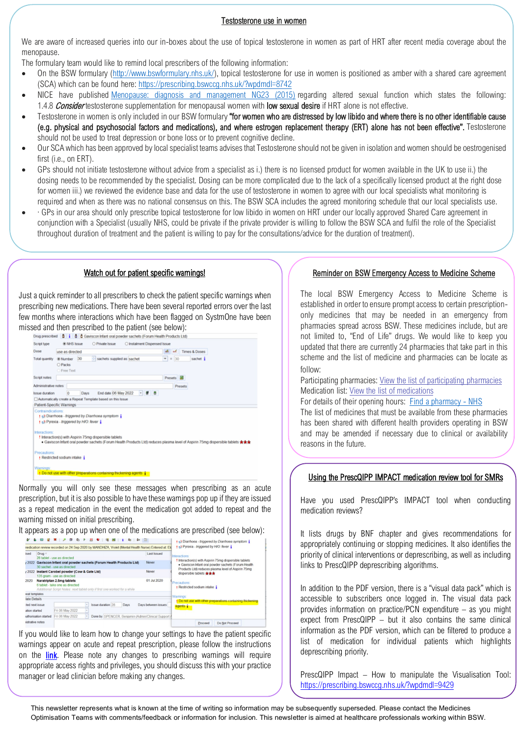## Testosterone use in women

We are aware of increased queries into our in-boxes about the use of topical testosterone in women as part of HRT after recent media coverage about the menopause.

The formulary team would like to remind local prescribers of the following information:

- On the BSW formulary (http://www.bswformulary.nhs.uk/), topical testosterone for use in women is positioned as amber with a shared care agreement (SCA) which can be found here: https://prescribing.bswccg.nhs.uk/?wpdmdl=8742
- NICE have published Menopause: diagnosis and management NG23 (2015) regarding altered sexual function which states the following: 1.4.8 ***Consider*** testosterone supplementation for menopausal women with **low sexual desire** if HRT alone is not effective.
- Testosterone in women is only included in our BSW formulary **"for women who are distressed by low libido and where there is no other identifiable cause (e.g. physical and psychosocial factors and medications), and where estrogen replacement therapy (ERT) alone has not been effective".** Testosterone should not be used to treat depression or bone loss or to prevent cognitive decline.
- Our SCA which has been approved by local specialist teams advises that Testosterone should not be given in isolation and women should be oestrogenised first (i.e., on ERT).
- GPs should not initiate testosterone without advice from a specialist as i.) there is no licensed product for women available in the UK to use ii.) the dosing needs to be recommended by the specialist. Dosing can be more complicated due to the lack of a specifically licensed product at the right dose for women iii.) we reviewed the evidence base and data for the use of testosterone in women to agree with our local specialists what monitoring is required and when as there was no national consensus on this. The BSW SCA includes the agreed monitoring schedule that our local specialists use.
- · GPs in our area should only prescribe topical testosterone for low libido in women on HRT under our locally approved Shared Care agreement in conjunction with a Specialist (usually NHS, could be private if the private provider is willing to follow the BSW SCA and fulfil the role of the Specialist throughout duration of treatment and the patient is willing to pay for the consultations/advice for the duration of treatment).

## Watch out for patient specific warnings!

Just a quick reminder to all prescribers to check the patient specific warnings when prescribing new medications. There have been several reported errors over the last few months where interactions which have been flagged on SystmOne have been missed and then prescribed to the patient (see below):

Normally you will only see these messages when prescribing as an acute prescription, but it is also possible to have these warnings pop up if they are issued as a repeat medication in the event the medication got added to repeat and the warning missed on initial prescribing.

It appears as a pop up when one of the medications are prescribed (see below):

If you would like to learn how to change your settings to have the patient specific warnings appear on acute and repeat prescription, please follow the instructions on the link. Please note any changes to prescribing warnings will require appropriate access rights and privileges, you should discuss this with your practice manager or lead clinician before making any changes.

## Reminder on BSW Emergency Access to Medicine Scheme

The local BSW Emergency Access to Medicine Scheme is established in order to ensure prompt access to certain prescription-only medicines that may be needed in an emergency from pharmacies spread across BSW. These medicines include, but are not limited to, "End of Life" drugs. We would like to keep you updated that there are currently 24 pharmacies that take part in this scheme and the list of medicine and pharmacies can be locate as follow:

Participating pharmacies: View the list of participating pharmacies

Medication list: View the list of medications

For details of their opening hours: Find a pharmacy - NHS

The list of medicines that must be available from these pharmacies has been shared with different health providers operating in BSW and may be amended if necessary due to clinical or availability reasons in the future.

## Using the PrescQIPP IMPACT medication review tool for SMRs

Have you used PrescQIPP's IMPACT tool when conducting medication reviews?

It lists drugs by BNF chapter and gives recommendations for appropriately continuing or stopping medicines. It also identifies the priority of clinical interventions or deprescribing, as well as including links to PrescQIPP deprescribing algorithms.

In addition to the PDF version, there is a "visual data pack" which is accessible to subscribers once logged in. The visual data pack provides information on practice/PCN expenditure – as you might expect from PrescQIPP – but it also contains the same clinical information as the PDF version, which can be filtered to produce a list of medication for individual patients which highlights deprescribing priority.

PrescQIPP Impact – How to manipulate the Visualisation Tool: https://prescribing.bswccg.nhs.uk/?wpdmdl=9429

This newsletter represents what is known at the time of writing so information may be subsequently superseded. Please contact the Medicines Optimisation Teams with comments/feedback or information for inclusion. This newsletter is aimed at healthcare professionals working within BSW.